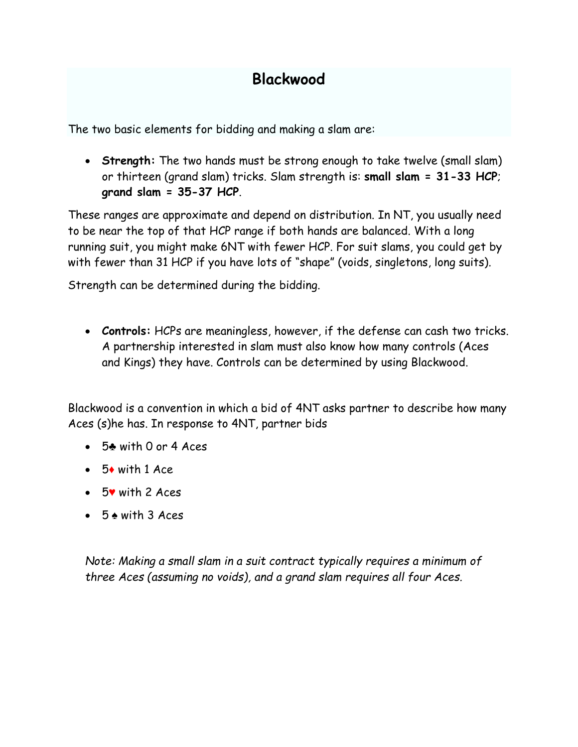# Blackwood

The two basic elements for bidding and making a slam are:

- **Strength:** The two hands must be strong enough to take twelve (small slam) or thirteen (grand slam) tricks. Slam strength is: **small slam = 31-33 HCP**; **grand slam = 35-37 HCP**.

These ranges are approximate and depend on distribution. In NT, you usually need to be near the top of that HCP range if both hands are balanced. With a long running suit, you might make 6NT with fewer HCP. For suit slams, you could get by with fewer than 31 HCP if you have lots of "shape" (voids, singletons, long suits).

Strength can be determined during the bidding.

- **Controls:** HCPs are meaningless, however, if the defense can cash two tricks. A partnership interested in slam must also know how many controls (Aces and Kings) they have. Controls can be determined by using Blackwood.

Blackwood is a convention in which a bid of 4NT asks partner to describe how many Aces (s)he has. In response to 4NT, partner bids

- 5♣ with 0 or 4 Aces
- 5♦ with 1 Ace
- 5♥ with 2 Aces
- 5 ♠ with 3 Aces

*Note: Making a small slam in a suit contract typically requires a minimum of three Aces (assuming no voids), and a grand slam requires all four Aces.*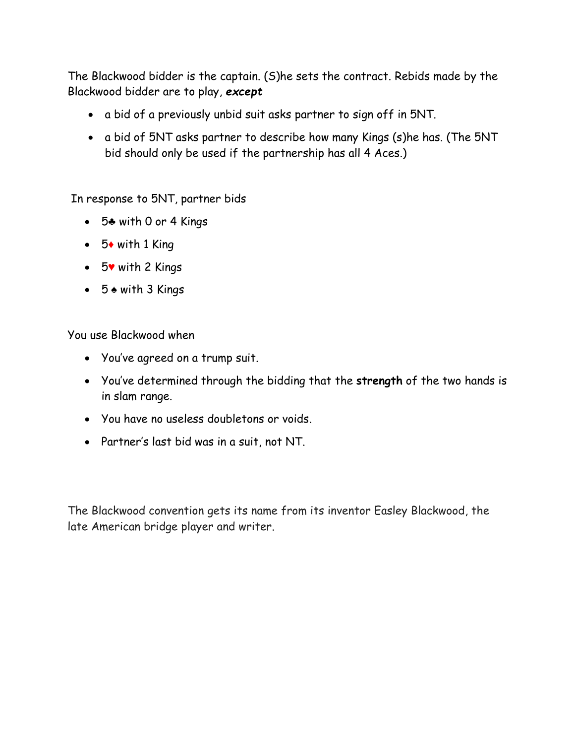The Blackwood bidder is the captain. (S)he sets the contract. Rebids made by the Blackwood bidder are to play, ***except***

- a bid of a previously unbid suit asks partner to sign off in 5NT.
- a bid of 5NT asks partner to describe how many Kings (s)he has. (The 5NT bid should only be used if the partnership has all 4 Aces.)

In response to 5NT, partner bids

- 5♣ with 0 or 4 Kings
- 5♦ with 1 King
- 5♥ with 2 Kings
- 5 ♠ with 3 Kings

You use Blackwood when

- You've agreed on a trump suit.
- You've determined through the bidding that the **strength** of the two hands is in slam range.
- You have no useless doubletons or voids.
- Partner's last bid was in a suit, not NT.

The Blackwood convention gets its name from its inventor Easley Blackwood, the late American bridge player and writer.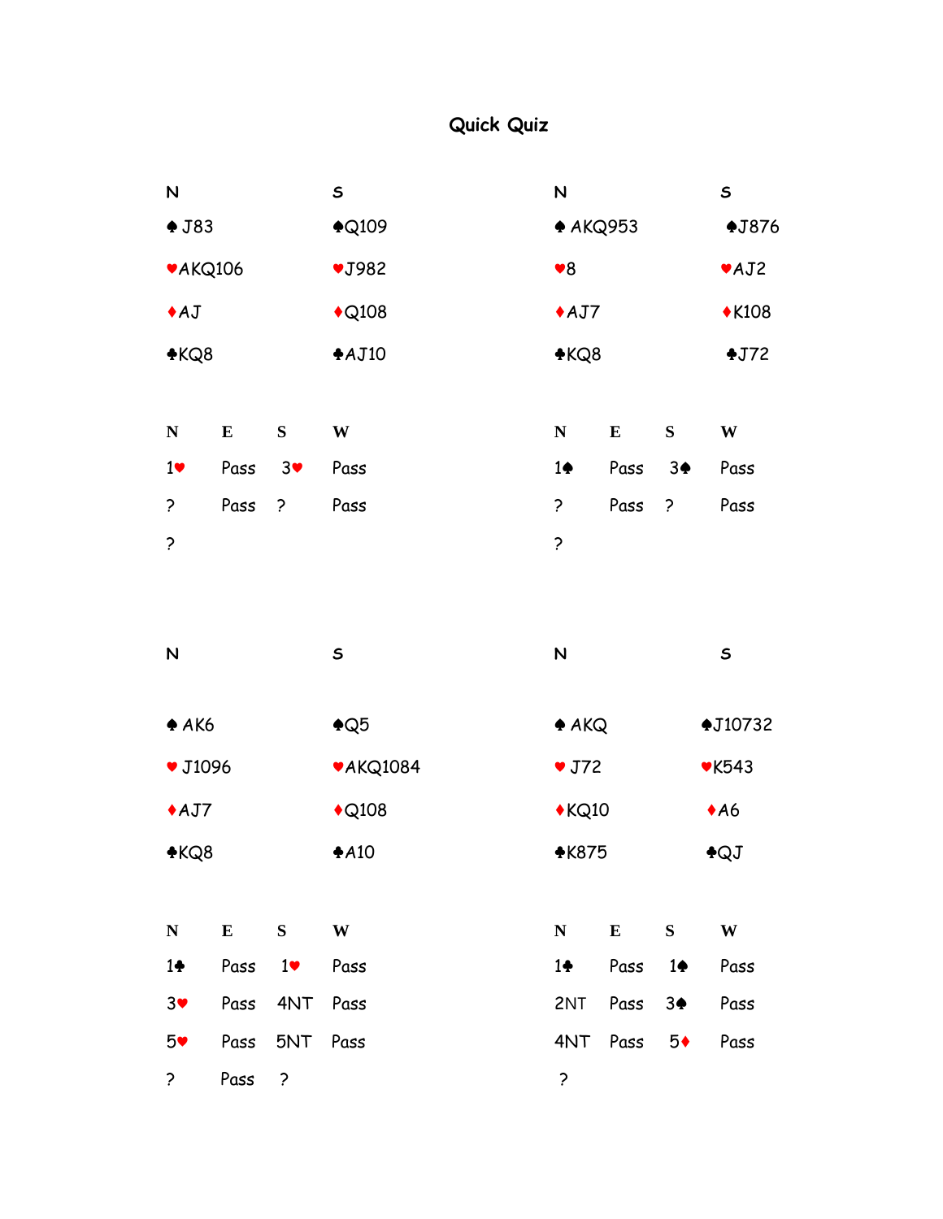# Quick Quiz

| N | S |
|---|---|
| ♠J83 | ♠Q109 |
| ♥AKQ106 | ♥J982 |
| ♦AJ | ♦Q108 |
| ♣KQ8 | ♣AJ10 |

| N | E | S | W |
|---|---|---|---|
| 1♥ | Pass | 3♥ | Pass |
| ? | Pass | ? | Pass |
| ? | | | |

| N | S |
|---|---|
| ♠AKQ953 | ♠J876 |
| ♥8 | ♥AJ2 |
| ♦AJ7 | ♦K108 |
| ♣KQ8 | ♣J72 |

| N | E | S | W |
|---|---|---|---|
| 1♠ | Pass | 3♠ | Pass |
| ? | Pass | ? | Pass |
| ? | | | |

| N | S |
|---|---|
| ♠AK6 | ♠Q5 |
| ♥J1096 | ♥AKQ1084 |
| ♦AJ7 | ♦Q108 |
| ♣KQ8 | ♣A10 |

| N | E | S | W |
|---|---|---|---|
| 1♣ | Pass | 1♥ | Pass |
| 3♥ | Pass | 4NT | Pass |
| 5♥ | Pass | 5NT | Pass |
| ? | Pass | ? | |

| N | S |
|---|---|
| ♠AKQ | ♠J10732 |
| ♥J72 | ♥K543 |
| ♦KQ10 | ♦A6 |
| ♣K875 | ♣QJ |

| N | E | S | W |
|---|---|---|---|
| 1♣ | Pass | 1♠ | Pass |
| 2NT | Pass | 3♠ | Pass |
| 4NT | Pass | 5♦ | Pass |
| ? | | | |